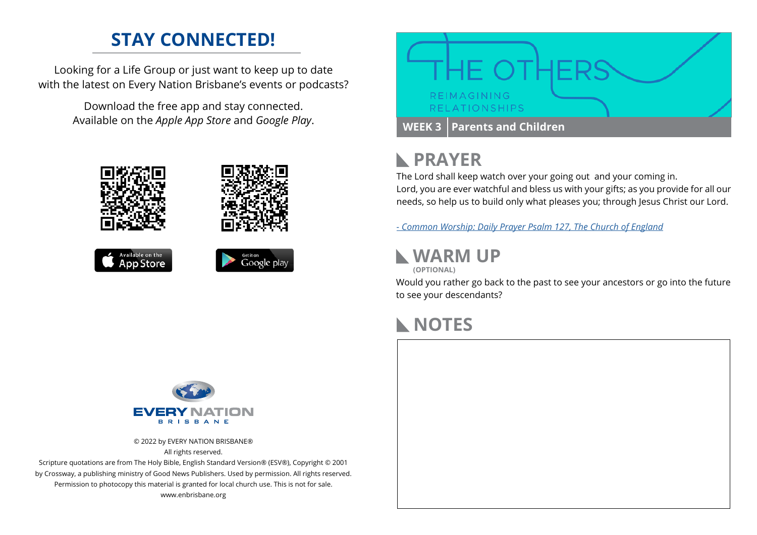## STAY CONNECTED!

Looking for a Life Group or just want to keep up to date with the latest on Every Nation Brisbane's events or podcasts?

Download the free app and stay connected. Available on the *Apple App Store* and *Google Play*.

Available on the App Store

Get it on Google play

EVERY NATION
BRISBANE

© 2022 by EVERY NATION BRISBANE®
All rights reserved.
Scripture quotations are from The Holy Bible, English Standard Version® (ESV®), Copyright © 2001 by Crossway, a publishing ministry of Good News Publishers. Used by permission. All rights reserved.
Permission to photocopy this material is granted for local church use. This is not for sale.
www.enbrisbane.org

# THE OTHERS

REIMAGINING RELATIONSHIPS

**WEEK 3 | Parents and Children**

## PRAYER

The Lord shall keep watch over your going out and your coming in.
Lord, you are ever watchful and bless us with your gifts; as you provide for all our needs, so help us to build only what pleases you; through Jesus Christ our Lord.

*- Common Worship: Daily Prayer Psalm 127, The Church of England*

## WARM UP

**(OPTIONAL)**

Would you rather go back to the past to see your ancestors or go into the future to see your descendants?

## NOTES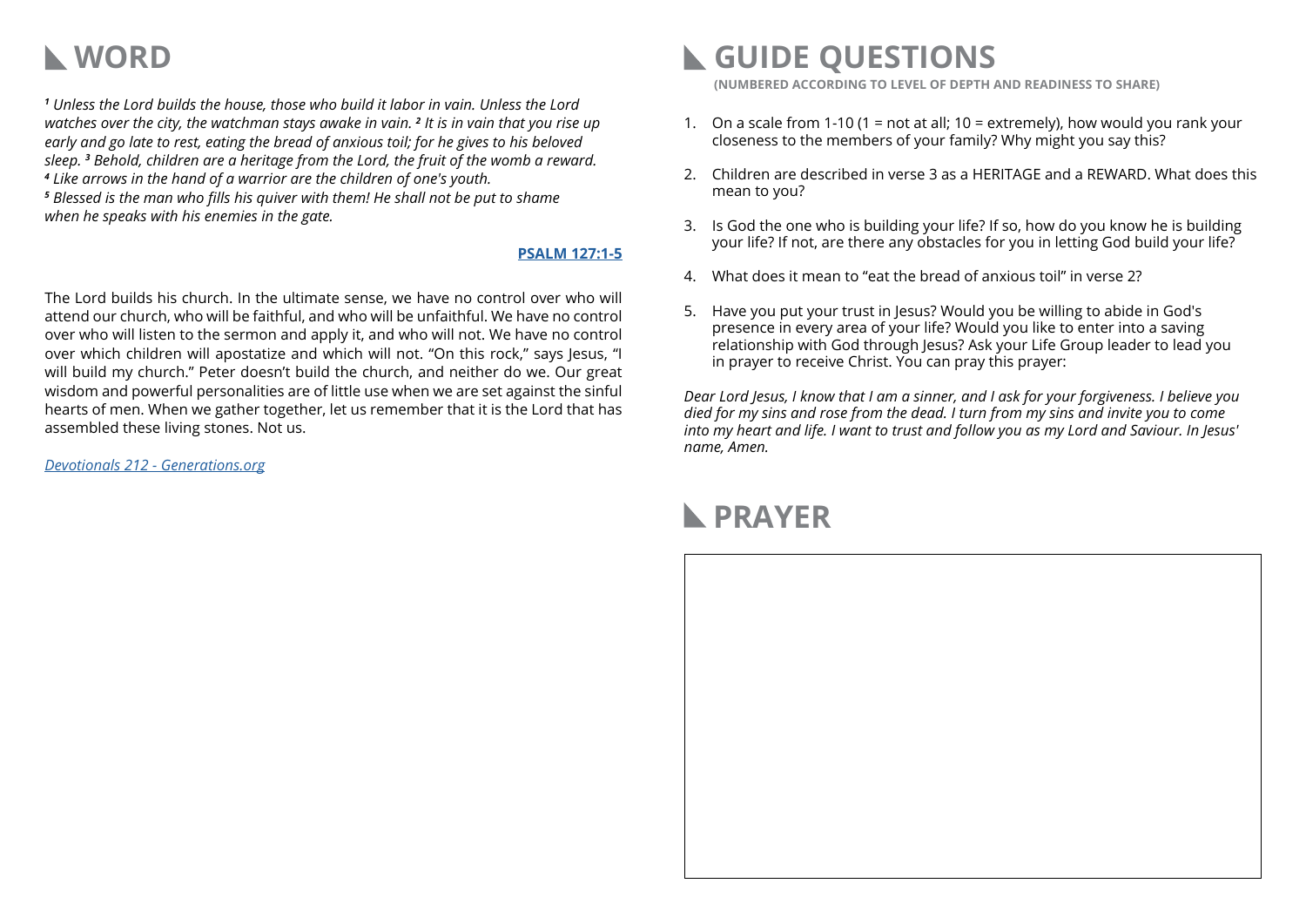# WORD

*[1] Unless the Lord builds the house, those who build it labor in vain. Unless the Lord watches over the city, the watchman stays awake in vain. [2] It is in vain that you rise up early and go late to rest, eating the bread of anxious toil; for he gives to his beloved sleep. [3] Behold, children are a heritage from the Lord, the fruit of the womb a reward. [4] Like arrows in the hand of a warrior are the children of one's youth. [5] Blessed is the man who fills his quiver with them! He shall not be put to shame when he speaks with his enemies in the gate.*

**PSALM 127:1-5**

The Lord builds his church. In the ultimate sense, we have no control over who will attend our church, who will be faithful, and who will be unfaithful. We have no control over who will listen to the sermon and apply it, and who will not. We have no control over which children will apostatize and which will not. "On this rock," says Jesus, "I will build my church." Peter doesn't build the church, and neither do we. Our great wisdom and powerful personalities are of little use when we are set against the sinful hearts of men. When we gather together, let us remember that it is the Lord that has assembled these living stones. Not us.

*Devotionals 212 - Generations.org*

# GUIDE QUESTIONS

**(NUMBERED ACCORDING TO LEVEL OF DEPTH AND READINESS TO SHARE)**

1. On a scale from 1-10 (1 = not at all; 10 = extremely), how would you rank your closeness to the members of your family? Why might you say this?
2. Children are described in verse 3 as a HERITAGE and a REWARD. What does this mean to you?
3. Is God the one who is building your life? If so, how do you know he is building your life? If not, are there any obstacles for you in letting God build your life?
4. What does it mean to "eat the bread of anxious toil" in verse 2?
5. Have you put your trust in Jesus? Would you be willing to abide in God's presence in every area of your life? Would you like to enter into a saving relationship with God through Jesus? Ask your Life Group leader to lead you in prayer to receive Christ. You can pray this prayer:

*Dear Lord Jesus, I know that I am a sinner, and I ask for your forgiveness. I believe you died for my sins and rose from the dead. I turn from my sins and invite you to come into my heart and life. I want to trust and follow you as my Lord and Saviour. In Jesus' name, Amen.*

# PRAYER